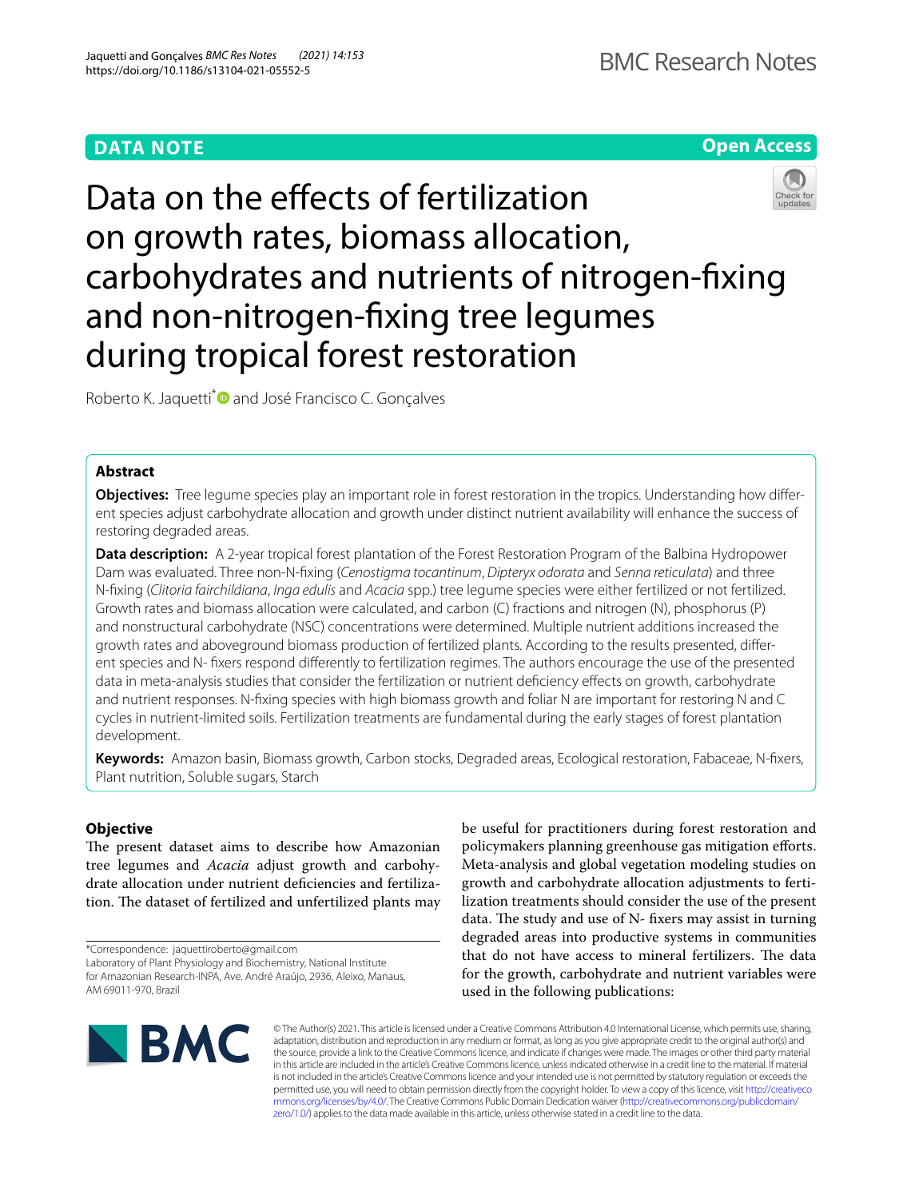DATA NOTE

Open Access

# Data on the effects of fertilization on growth rates, biomass allocation, carbohydrates and nutrients of nitrogen-fixing and non-nitrogen-fixing tree legumes during tropical forest restoration

Roberto K. Jaquetti* and José Francisco C. Gonçalves

## Abstract

**Objectives:** Tree legume species play an important role in forest restoration in the tropics. Understanding how different species adjust carbohydrate allocation and growth under distinct nutrient availability will enhance the success of restoring degraded areas.

**Data description:** A 2-year tropical forest plantation of the Forest Restoration Program of the Balbina Hydropower Dam was evaluated. Three non-N-fixing (*Cenostigma tocantinum*, *Dipteryx odorata* and *Senna reticulata*) and three N-fixing (*Clitoria fairchildiana*, *Inga edulis* and *Acacia* spp.) tree legume species were either fertilized or not fertilized. Growth rates and biomass allocation were calculated, and carbon (C) fractions and nitrogen (N), phosphorus (P) and nonstructural carbohydrate (NSC) concentrations were determined. Multiple nutrient additions increased the growth rates and aboveground biomass production of fertilized plants. According to the results presented, different species and N- fixers respond differently to fertilization regimes. The authors encourage the use of the presented data in meta-analysis studies that consider the fertilization or nutrient deficiency effects on growth, carbohydrate and nutrient responses. N-fixing species with high biomass growth and foliar N are important for restoring N and C cycles in nutrient-limited soils. Fertilization treatments are fundamental during the early stages of forest plantation development.

**Keywords:** Amazon basin, Biomass growth, Carbon stocks, Degraded areas, Ecological restoration, Fabaceae, N-fixers, Plant nutrition, Soluble sugars, Starch

## Objective

The present dataset aims to describe how Amazonian tree legumes and *Acacia* adjust growth and carbohydrate allocation under nutrient deficiencies and fertilization. The dataset of fertilized and unfertilized plants may be useful for practitioners during forest restoration and policymakers planning greenhouse gas mitigation efforts. Meta-analysis and global vegetation modeling studies on growth and carbohydrate allocation adjustments to fertilization treatments should consider the use of the present data. The study and use of N- fixers may assist in turning degraded areas into productive systems in communities that do not have access to mineral fertilizers. The data for the growth, carbohydrate and nutrient variables were used in the following publications:

*Correspondence: jaquettiroberto@gmail.com
Laboratory of Plant Physiology and Biochemistry, National Institute for Amazonian Research-INPA, Ave. André Araújo, 2936, Aleixo, Manaus, AM 69011-970, Brazil

© The Author(s) 2021. This article is licensed under a Creative Commons Attribution 4.0 International License, which permits use, sharing, adaptation, distribution and reproduction in any medium or format, as long as you give appropriate credit to the original author(s) and the source, provide a link to the Creative Commons licence, and indicate if changes were made. The images or other third party material in this article are included in the article's Creative Commons licence, unless indicated otherwise in a credit line to the material. If material is not included in the article's Creative Commons licence and your intended use is not permitted by statutory regulation or exceeds the permitted use, you will need to obtain permission directly from the copyright holder. To view a copy of this licence, visit http://creativecommons.org/licenses/by/4.0/. The Creative Commons Public Domain Dedication waiver (http://creativecommons.org/publicdomain/zero/1.0/) applies to the data made available in this article, unless otherwise stated in a credit line to the data.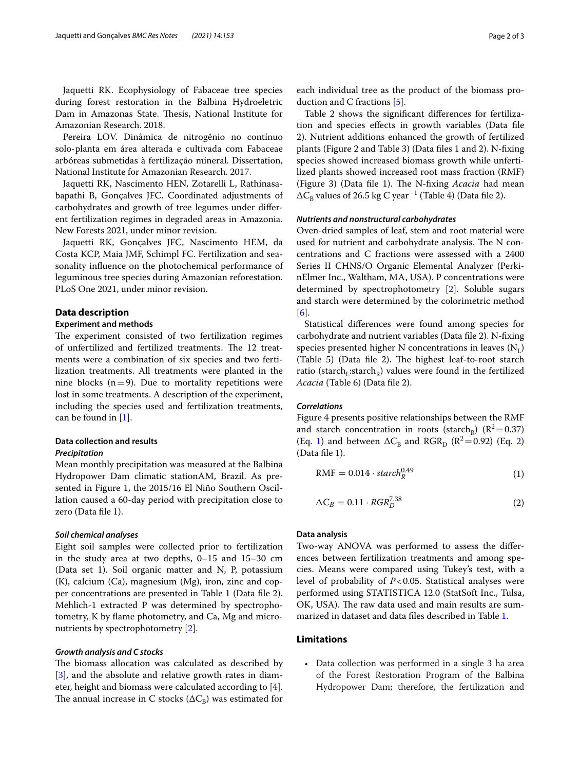Jaquetti RK. Ecophysiology of Fabaceae tree species during forest restoration in the Balbina Hydroeletric Dam in Amazonas State. Thesis, National Institute for Amazonian Research. 2018.

Pereira LOV. Dinâmica de nitrogênio no contínuo solo-planta em área alterada e cultivada com Fabaceae arbóreas submetidas à fertilização mineral. Dissertation, National Institute for Amazonian Research. 2017.

Jaquetti RK, Nascimento HEN, Zotarelli L, Rathinasabapathi B, Gonçalves JFC. Coordinated adjustments of carbohydrates and growth of tree legumes under different fertilization regimes in degraded areas in Amazonia. New Forests 2021, under minor revision.

Jaquetti RK, Gonçalves JFC, Nascimento HEM, da Costa KCP, Maia JMF, Schimpl FC. Fertilization and seasonality influence on the photochemical performance of leguminous tree species during Amazonian reforestation. PLoS One 2021, under minor revision.

## Data description

### Experiment and methods

The experiment consisted of two fertilization regimes of unfertilized and fertilized treatments. The 12 treatments were a combination of six species and two fertilization treatments. All treatments were planted in the nine blocks (n = 9). Due to mortality repetitions were lost in some treatments. A description of the experiment, including the species used and fertilization treatments, can be found in [1].

### Data collection and results

#### *Precipitation*

Mean monthly precipitation was measured at the Balbina Hydropower Dam climatic stationAM, Brazil. As presented in Figure 1, the 2015/16 El Niño Southern Oscillation caused a 60-day period with precipitation close to zero (Data file 1).

#### *Soil chemical analyses*

Eight soil samples were collected prior to fertilization in the study area at two depths, 0–15 and 15–30 cm (Data set 1). Soil organic matter and N, P, potassium (K), calcium (Ca), magnesium (Mg), iron, zinc and copper concentrations are presented in Table 1 (Data file 2). Mehlich-1 extracted P was determined by spectrophotometry, K by flame photometry, and Ca, Mg and micronutrients by spectrophotometry [2].

#### *Growth analysis and C stocks*

The biomass allocation was calculated as described by [3], and the absolute and relative growth rates in diameter, height and biomass were calculated according to [4]. The annual increase in C stocks ($\Delta C_B$) was estimated for each individual tree as the product of the biomass production and C fractions [5].

Table 2 shows the significant differences for fertilization and species effects in growth variables (Data file 2). Nutrient additions enhanced the growth of fertilized plants (Figure 2 and Table 3) (Data files 1 and 2). N-fixing species showed increased biomass growth while unfertilized plants showed increased root mass fraction (RMF) (Figure 3) (Data file 1). The N-fixing *Acacia* had mean $\Delta C_B$ values of 26.5 kg C year$^{-1}$ (Table 4) (Data file 2).

#### *Nutrients and nonstructural carbohydrates*

Oven-dried samples of leaf, stem and root material were used for nutrient and carbohydrate analysis. The N concentrations and C fractions were assessed with a 2400 Series II CHNS/O Organic Elemental Analyzer (PerkinElmer Inc., Waltham, MA, USA). P concentrations were determined by spectrophotometry [2]. Soluble sugars and starch were determined by the colorimetric method [6].

Statistical differences were found among species for carbohydrate and nutrient variables (Data file 2). N-fixing species presented higher N concentrations in leaves ($N_L$) (Table 5) (Data file 2). The highest leaf-to-root starch ratio ($starch_L$:$starch_R$) values were found in the fertilized *Acacia* (Table 6) (Data file 2).

#### *Correlations*

Figure 4 presents positive relationships between the RMF and starch concentration in roots ($starch_R$) ($R^2 = 0.37$) (Eq. 1) and between $\Delta C_B$ and $RGR_D$ ($R^2 = 0.92$) (Eq. 2) (Data file 1).

$$\text{RMF} = 0.014 \cdot starch_R^{0.49} \tag{1}$$

$$\Delta C_B = 0.11 \cdot RGR_D^{7.38} \tag{2}$$

### Data analysis

Two-way ANOVA was performed to assess the differences between fertilization treatments and among species. Means were compared using Tukey's test, with a level of probability of $P < 0.05$. Statistical analyses were performed using STATISTICA 12.0 (StatSoft Inc., Tulsa, OK, USA). The raw data used and main results are summarized in dataset and data files described in Table 1.

## Limitations

- Data collection was performed in a single 3 ha area of the Forest Restoration Program of the Balbina Hydropower Dam; therefore, the fertilization and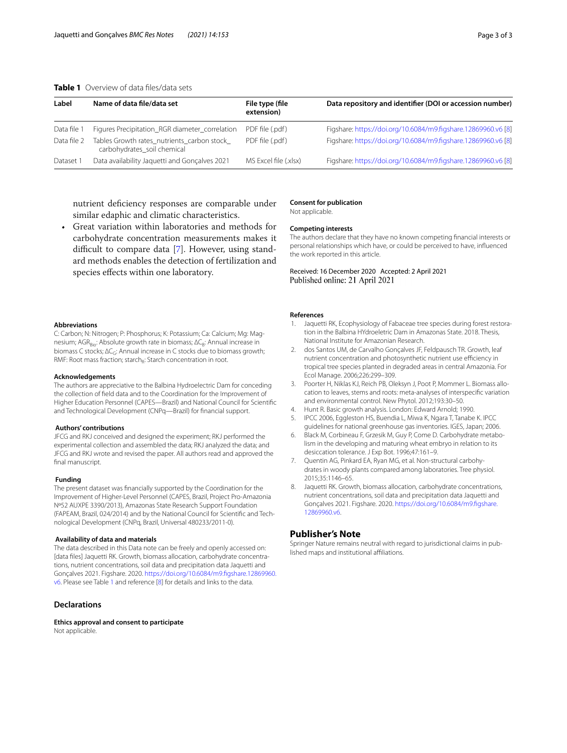**Table 1** Overview of data files/data sets

| Label | Name of data file/data set | File type (file extension) | Data repository and identifier (DOI or accession number) |
|---|---|---|---|
| Data file 1 | Figures Precipitation_RGR diameter_correlation | PDF file (.pdf) | Figshare: https://doi.org/10.6084/m9.figshare.12869960.v6 [8] |
| Data file 2 | Tables Growth rates_nutrients_carbon stock_ carbohydrates_soil chemical | PDF file (.pdf) | Figshare: https://doi.org/10.6084/m9.figshare.12869960.v6 [8] |
| Dataset 1 | Data availability Jaquetti and Gonçalves 2021 | MS Excel file (.xlsx) | Figshare: https://doi.org/10.6084/m9.figshare.12869960.v6 [8] |

nutrient deficiency responses are comparable under similar edaphic and climatic characteristics.

- Great variation within laboratories and methods for carbohydrate concentration measurements makes it difficult to compare data [7]. However, using standard methods enables the detection of fertilization and species effects within one laboratory.

#### Abbreviations
C: Carbon; N: Nitrogen; P: Phosphorus; K: Potassium; Ca: Calcium; Mg: Magnesium; $AGR_{Bio}$: Absolute growth rate in biomass; $\Delta C_B$: Annual increase in biomass C stocks; $\Delta C_G$: Annual increase in C stocks due to biomass growth; RMF: Root mass fraction; $starch_R$: Starch concentration in root.

#### Acknowledgements
The authors are appreciative to the Balbina Hydroelectric Dam for conceding the collection of field data and to the Coordination for the Improvement of Higher Education Personnel (CAPES—Brazil) and National Council for Scientific and Technological Development (CNPq—Brazil) for financial support.

#### Authors' contributions
JFCG and RKJ conceived and designed the experiment; RKJ performed the experimental collection and assembled the data; RKJ analyzed the data; and JFCG and RKJ wrote and revised the paper. All authors read and approved the final manuscript.

#### Funding
The present dataset was financially supported by the Coordination for the Improvement of Higher-Level Personnel (CAPES, Brazil, Project Pro-Amazonia Nº52 AUXPE 3390/2013), Amazonas State Research Support Foundation (FAPEAM, Brazil, 024/2014) and by the National Council for Scientific and Technological Development (CNPq, Brazil, Universal 480233/2011-0).

#### Availability of data and materials
The data described in this Data note can be freely and openly accessed on: [data files] Jaquetti RK. Growth, biomass allocation, carbohydrate concentrations, nutrient concentrations, soil data and precipitation data Jaquetti and Gonçalves 2021. Figshare. 2020. https://doi.org/10.6084/m9.figshare.12869960.v6. Please see Table 1 and reference [8] for details and links to the data.

## Declarations

#### Ethics approval and consent to participate
Not applicable.

#### Consent for publication
Not applicable.

#### Competing interests
The authors declare that they have no known competing financial interests or personal relationships which have, or could be perceived to have, influenced the work reported in this article.

Received: 16 December 2020 Accepted: 2 April 2021
Published online: 21 April 2021

#### References
1. Jaquetti RK, Ecophysiology of Fabaceae tree species during forest restoration in the Balbina HYdroeletric Dam in Amazonas State. 2018. Thesis, National Institute for Amazonian Research.
2. dos Santos UM, de Carvalho Gonçalves JF, Feldpausch TR. Growth, leaf nutrient concentration and photosynthetic nutrient use efficiency in tropical tree species planted in degraded areas in central Amazonia. For Ecol Manage. 2006;226:299–309.
3. Poorter H, Niklas KJ, Reich PB, Oleksyn J, Poot P, Mommer L. Biomass allocation to leaves, stems and roots: meta-analyses of interspecific variation and environmental control. New Phytol. 2012;193:30–50.
4. Hunt R. Basic growth analysis. London: Edward Arnold; 1990.
5. IPCC 2006, Eggleston HS, Buendia L, Miwa K, Ngara T, Tanabe K. IPCC guidelines for national greenhouse gas inventories. IGES, Japan; 2006.
6. Black M, Corbineau F, Grzesik M, Guy P, Come D. Carbohydrate metabolism in the developing and maturing wheat embryo in relation to its desiccation tolerance. J Exp Bot. 1996;47:161–9.
7. Quentin AG, Pinkard EA, Ryan MG, et al. Non-structural carbohydrates in woody plants compared among laboratories. Tree physiol. 2015;35:1146–65.
8. Jaquetti RK. Growth, biomass allocation, carbohydrate concentrations, nutrient concentrations, soil data and precipitation data Jaquetti and Gonçalves 2021. Figshare. 2020. https://doi.org/10.6084/m9.figshare.12869960.v6.

## Publisher's Note
Springer Nature remains neutral with regard to jurisdictional claims in published maps and institutional affiliations.